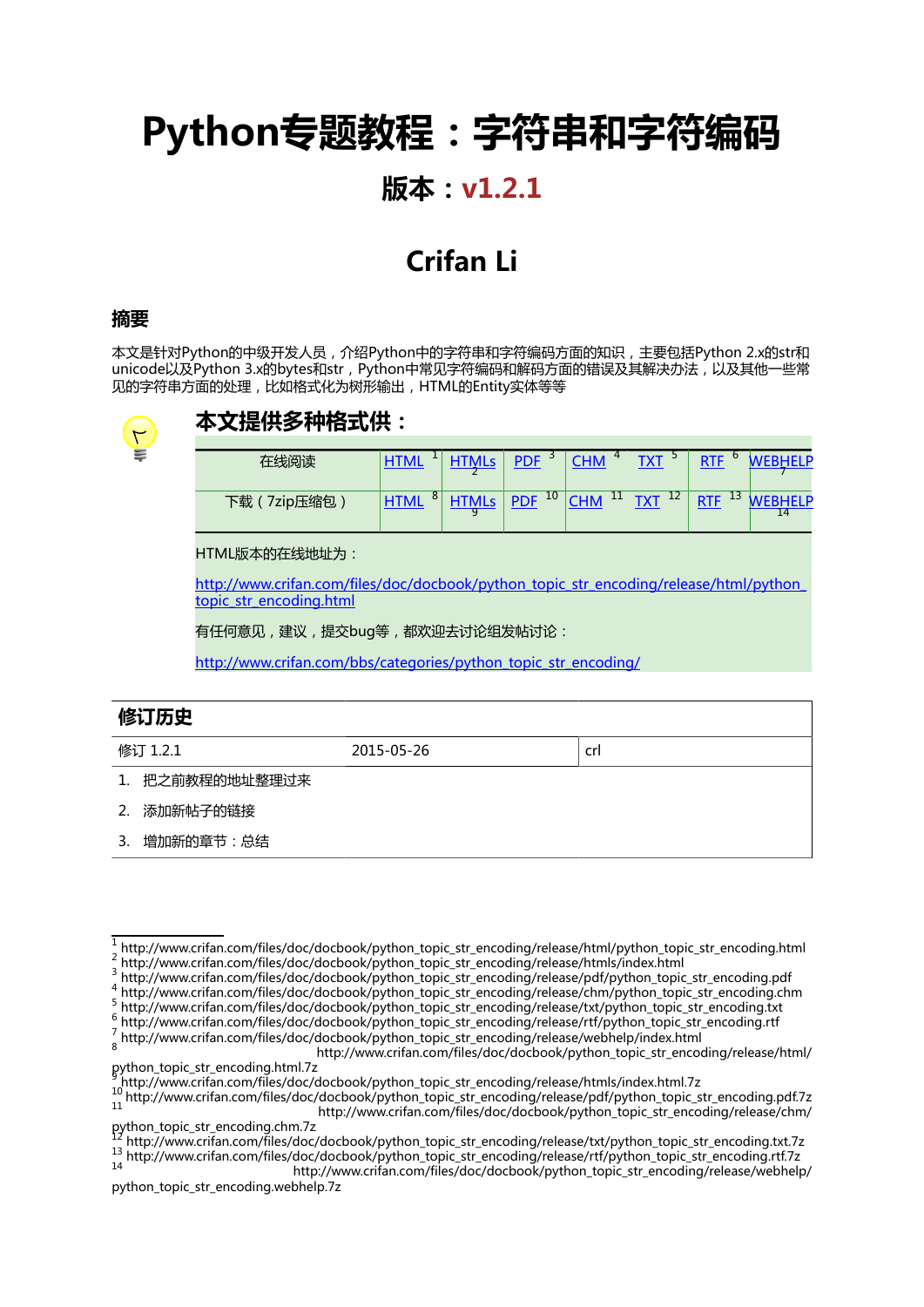# Python专题教程：字符串和字符编码

## 版本：v1.2.1

## Crifan Li

### 摘要

本文是针对Python的中级开发人员，介绍Python中的字符串和字符编码方面的知识，主要包括Python 2.x的str和unicode以及Python 3.x的bytes和str，Python中常见字符编码和解码方面的错误及其解决办法，以及其他一些常见的字符串方面的处理，比如格式化为树形输出，HTML的Entity实体等等

### 本文提供多种格式供：

| 在线阅读 | HTML [1] | HTMLs [2] | PDF [3] | CHM [4] | TXT [5] | RTF [6] | WEBHELP [7] |
|---|---|---|---|---|---|---|---|
| 下载（7zip压缩包） | HTML [8] | HTMLs [9] | PDF [10] | CHM [11] | TXT [12] | RTF [13] | WEBHELP [14] |

HTML版本的在线地址为：

http://www.crifan.com/files/doc/docbook/python_topic_str_encoding/release/html/python_topic_str_encoding.html

有任何意见，建议，提交bug等，都欢迎去讨论组发帖讨论：

http://www.crifan.com/bbs/categories/python_topic_str_encoding/

| 修订历史 | | |
|---|---|---|
| 修订 1.2.1 | 2015-05-26 | crl |

1. 把之前教程的地址整理过来
2. 添加新帖子的链接
3. 增加新的章节：总结

---

[1] http://www.crifan.com/files/doc/docbook/python_topic_str_encoding/release/html/python_topic_str_encoding.html
[2] http://www.crifan.com/files/doc/docbook/python_topic_str_encoding/release/htmls/index.html
[3] http://www.crifan.com/files/doc/docbook/python_topic_str_encoding/release/pdf/python_topic_str_encoding.pdf
[4] http://www.crifan.com/files/doc/docbook/python_topic_str_encoding/release/chm/python_topic_str_encoding.chm
[5] http://www.crifan.com/files/doc/docbook/python_topic_str_encoding/release/txt/python_topic_str_encoding.txt
[6] http://www.crifan.com/files/doc/docbook/python_topic_str_encoding/release/rtf/python_topic_str_encoding.rtf
[7] http://www.crifan.com/files/doc/docbook/python_topic_str_encoding/release/webhelp/index.html
[8] http://www.crifan.com/files/doc/docbook/python_topic_str_encoding/release/html/python_topic_str_encoding.html.7z
[9] http://www.crifan.com/files/doc/docbook/python_topic_str_encoding/release/htmls/index.html.7z
[10] http://www.crifan.com/files/doc/docbook/python_topic_str_encoding/release/pdf/python_topic_str_encoding.pdf.7z
[11] http://www.crifan.com/files/doc/docbook/python_topic_str_encoding/release/chm/python_topic_str_encoding.chm.7z
[12] http://www.crifan.com/files/doc/docbook/python_topic_str_encoding/release/txt/python_topic_str_encoding.txt.7z
[13] http://www.crifan.com/files/doc/docbook/python_topic_str_encoding/release/rtf/python_topic_str_encoding.rtf.7z
[14] http://www.crifan.com/files/doc/docbook/python_topic_str_encoding/release/webhelp/python_topic_str_encoding.webhelp.7z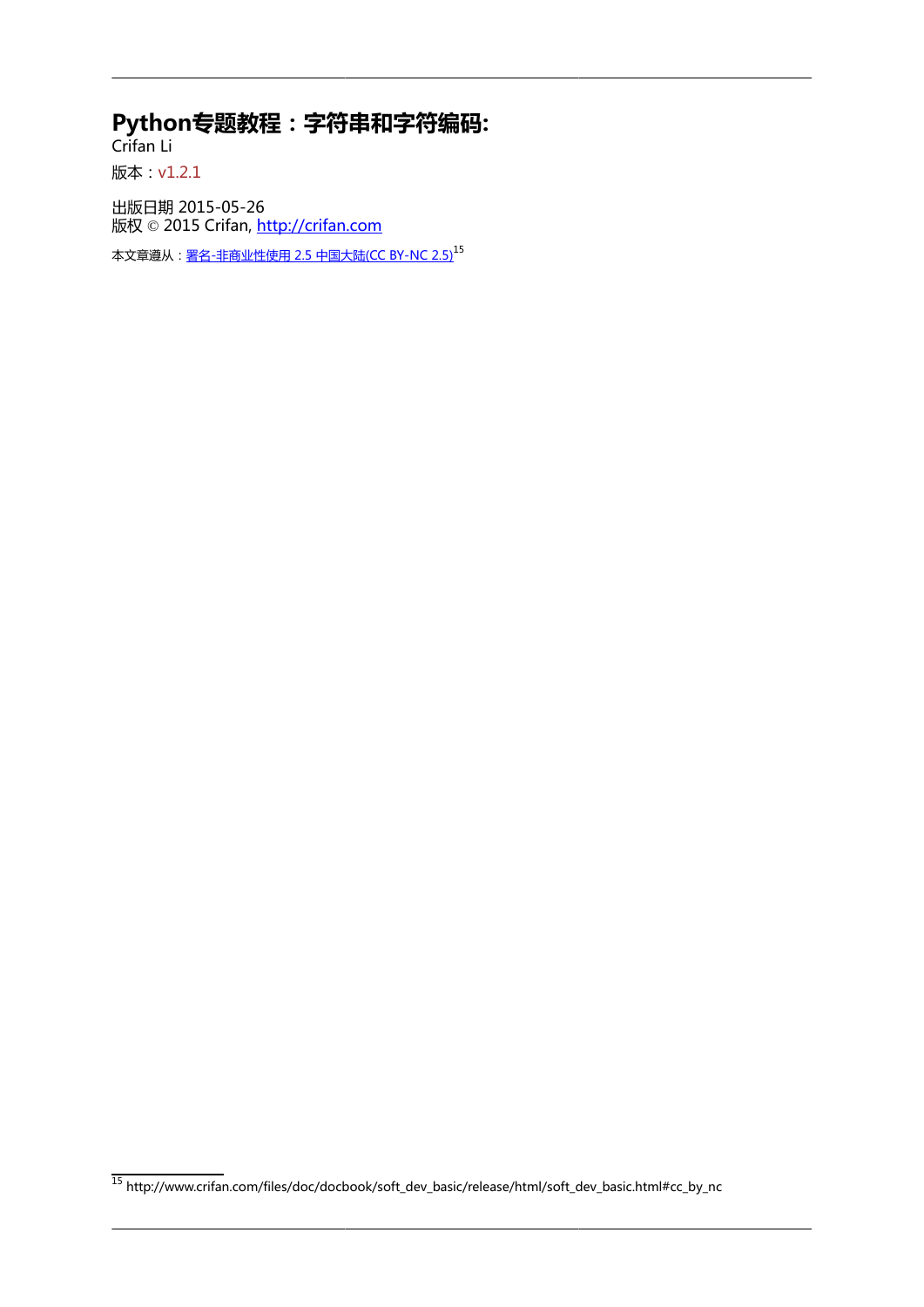# Python专题教程：字符串和字符编码:

Crifan Li

版本：v1.2.1

出版日期 2015-05-26
版权 © 2015 Crifan, http://crifan.com

本文章遵从：署名-非商业性使用 2.5 中国大陆(CC BY-NC 2.5)[15]

[15] http://www.crifan.com/files/doc/docbook/soft_dev_basic/release/html/soft_dev_basic.html#cc_by_nc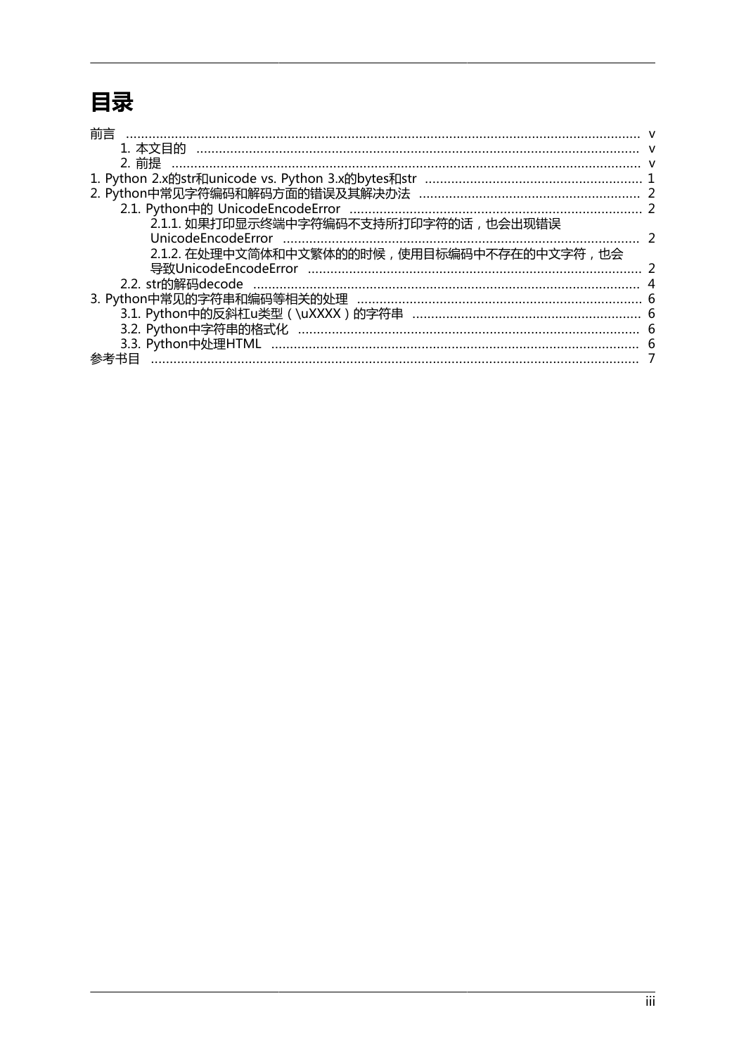# 目录

- 前言 ... v
  - 1. 本文目的 ... v
  - 2. 前提 ... v
- 1. Python 2.x的str和unicode vs. Python 3.x的bytes和str ... 1
- 2. Python中常见字符编码和解码方面的错误及其解决办法 ... 2
  - 2.1. Python中的 UnicodeEncodeError ... 2
    - 2.1.1. 如果打印显示终端中字符编码不支持所打印字符的话，也会出现错误UnicodeEncodeError ... 2
    - 2.1.2. 在处理中文简体和中文繁体的的时候，使用目标编码中不存在的中文字符，也会导致UnicodeEncodeError ... 2
  - 2.2. str的解码decode ... 4
- 3. Python中常见的字符串和编码等相关的处理 ... 6
  - 3.1. Python中的反斜杠u类型（\uXXXX）的字符串 ... 6
  - 3.2. Python中字符串的格式化 ... 6
  - 3.3. Python中处理HTML ... 6
- 参考书目 ... 7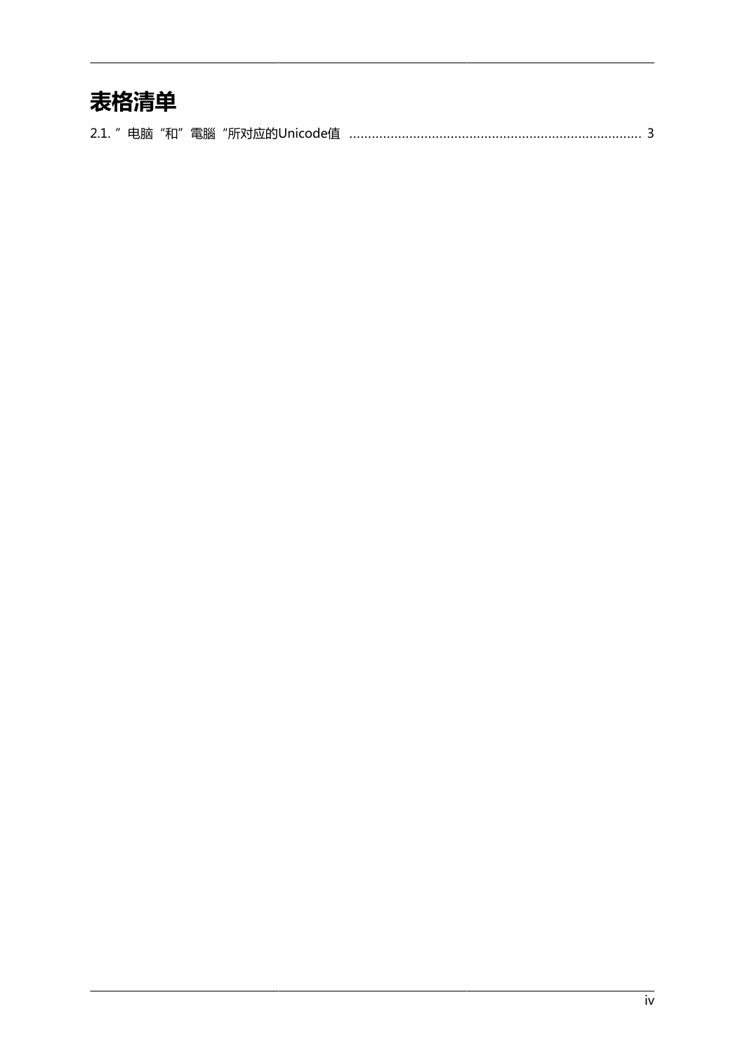# 表格清单

2.1. ”电脑“和”電腦“所对应的Unicode值 ........................................................................... 3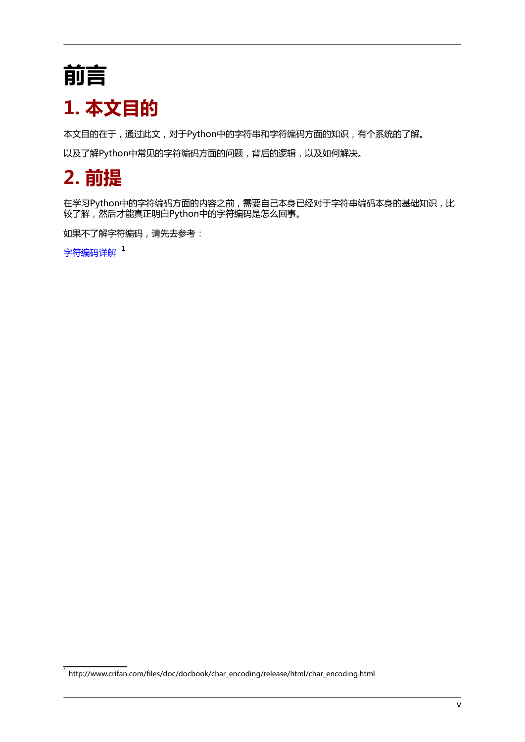# 前言

## 1. 本文目的

本文目的在于，通过此文，对于Python中的字符串和字符编码方面的知识，有个系统的了解。

以及了解Python中常见的字符编码方面的问题，背后的逻辑，以及如何解决。

## 2. 前提

在学习Python中的字符编码方面的内容之前，需要自己本身已经对于字符串编码本身的基础知识，比较了解，然后才能真正明白Python中的字符编码是怎么回事。

如果不了解字符编码，请先去参考：

字符编码详解 [1]

[1] http://www.crifan.com/files/doc/docbook/char_encoding/release/html/char_encoding.html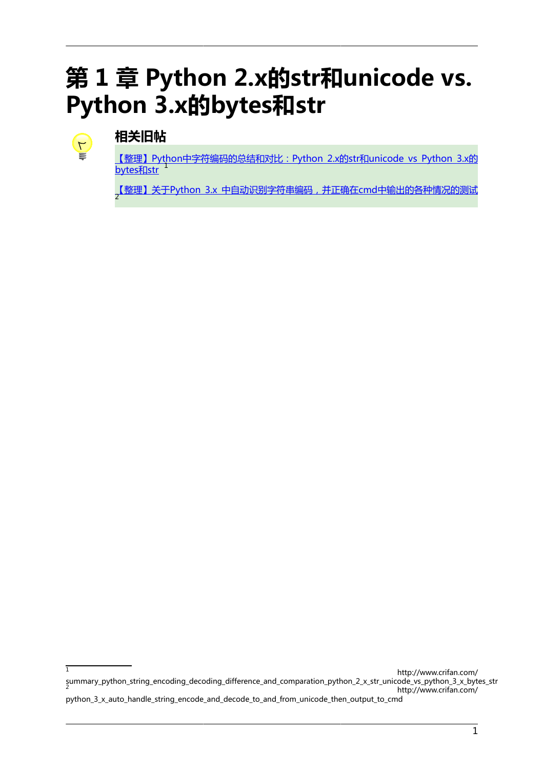# 第 1 章 Python 2.x的str和unicode vs. Python 3.x的bytes和str

**相关旧帖**

【整理】Python中字符编码的总结和对比：Python 2.x的str和unicode vs Python 3.x的bytes和str [1]

【整理】关于Python 3.x 中自动识别字符串编码，并正确在cmd中输出的各种情况的测试 [2]

---

[1] http://www.crifan.com/summary_python_string_encoding_decoding_difference_and_comparation_python_2_x_str_unicode_vs_python_3_x_bytes_str

[2] http://www.crifan.com/python_3_x_auto_handle_string_encode_and_decode_to_and_from_unicode_then_output_to_cmd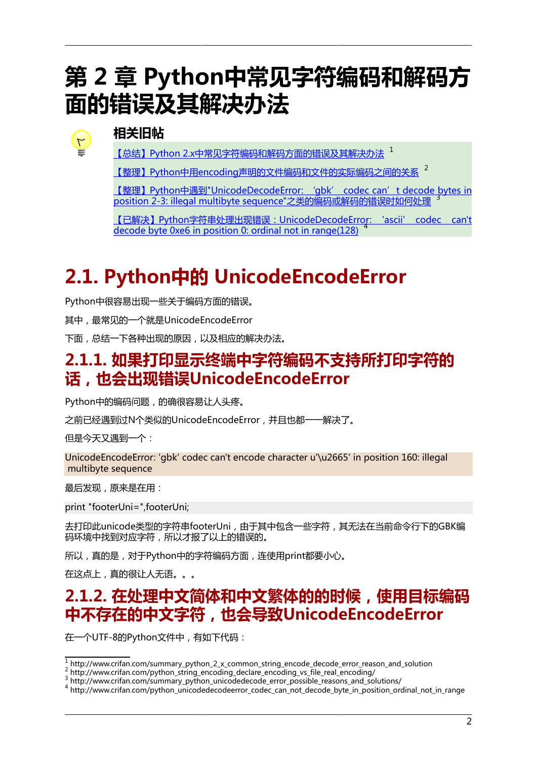# 第 2 章 Python中常见字符编码和解码方面的错误及其解决办法

**相关旧帖**

[【总结】Python 2.x中常见字符编码和解码方面的错误及其解决办法](http://www.crifan.com/summary_python_2_x_common_string_encode_decode_error_reason_and_solution) [1]

[【整理】Python中用encoding声明的文件编码和文件的实际编码之间的关系](http://www.crifan.com/python_string_encoding_declare_encoding_vs_file_real_encoding/) [2]

[【整理】Python中遇到"UnicodeDecodeError: 'gbk' codec can't decode bytes in position 2-3: illegal multibyte sequence"之类的编码或解码的错误时如何处理](http://www.crifan.com/summary_python_unicodedecode_error_possible_reasons_and_solutions/) [3]

[【已解决】Python字符串处理出现错误：UnicodeDecodeError: 'ascii' codec can't decode byte 0xe6 in position 0: ordinal not in range(128)](http://www.crifan.com/python_unicodedecodeerror_codec_can_not_decode_byte_in_position_ordinal_not_in_range) [4]

## 2.1. Python中的 UnicodeEncodeError

Python中很容易出现一些关于编码方面的错误。

其中，最常见的一个就是UnicodeEncodeError

下面，总结一下各种出现的原因，以及相应的解决办法。

### 2.1.1. 如果打印显示终端中字符编码不支持所打印字符的话，也会出现错误UnicodeEncodeError

Python中的编码问题，的确很容易让人头疼。

之前已经遇到过N个类似的UnicodeEncodeError，并且也都一一解决了。

但是今天又遇到一个：

```
UnicodeEncodeError: 'gbk' codec can't encode character u'\u2665' in position 160: illegal multibyte sequence
```

最后发现，原来是在用：

```
print "footerUni=",footerUni;
```

去打印此unicode类型的字符串footerUni，由于其中包含一些字符，其无法在当前命令行下的GBK编码环境中找到对应字符，所以才报了以上的错误的。

所以，真的是，对于Python中的字符编码方面，连使用print都要小心。

在这点上，真的很让人无语。。。

### 2.1.2. 在处理中文简体和中文繁体的的时候，使用目标编码中不存在的中文字符，也会导致UnicodeEncodeError

在一个UTF-8的Python文件中，有如下代码：

---

[1] http://www.crifan.com/summary_python_2_x_common_string_encode_decode_error_reason_and_solution
[2] http://www.crifan.com/python_string_encoding_declare_encoding_vs_file_real_encoding/
[3] http://www.crifan.com/summary_python_unicodedecode_error_possible_reasons_and_solutions/
[4] http://www.crifan.com/python_unicodedecodeerror_codec_can_not_decode_byte_in_position_ordinal_not_in_range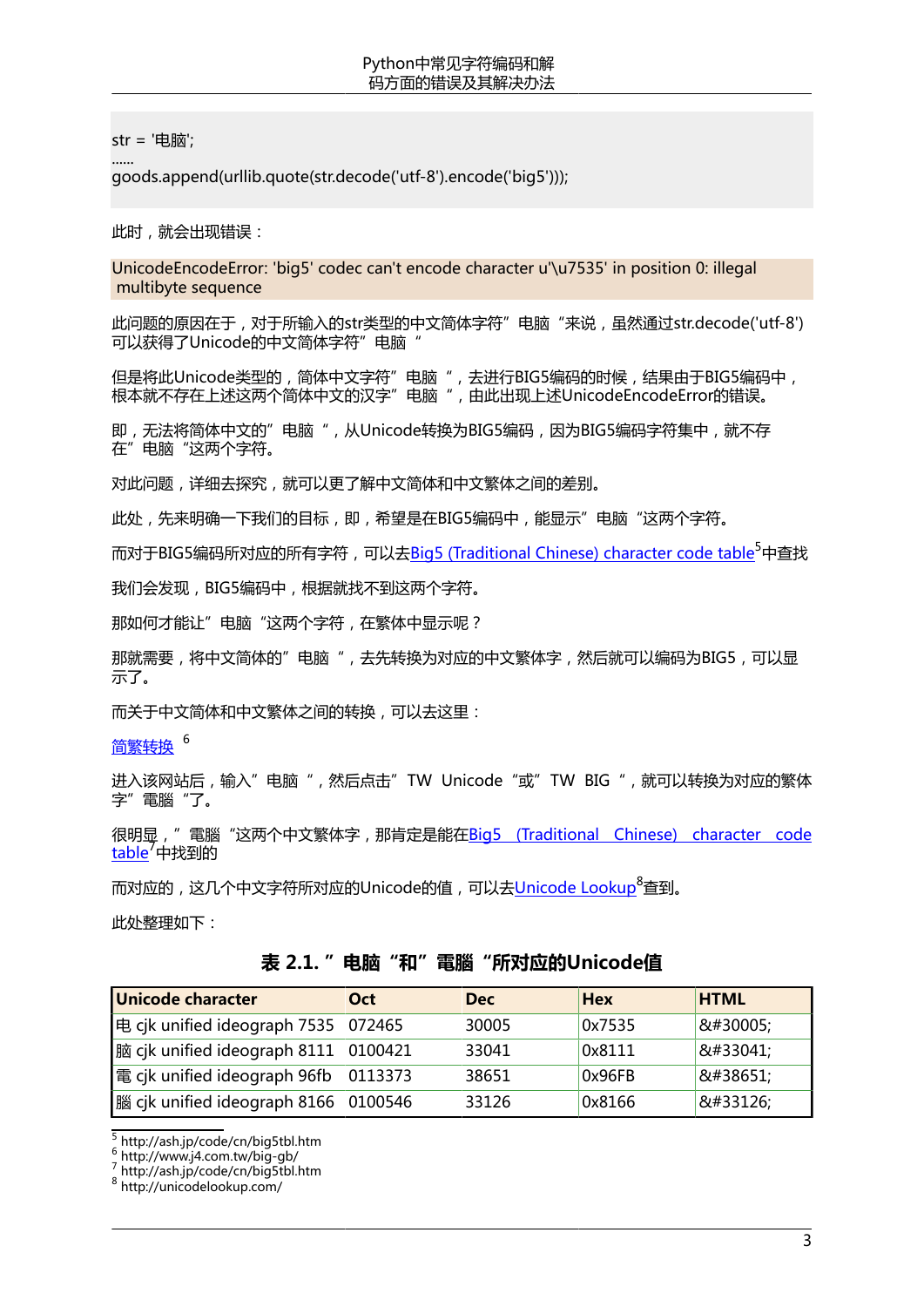```
str = '电脑';
......
goods.append(urllib.quote(str.decode('utf-8').encode('big5')));
```

此时，就会出现错误：

```
UnicodeEncodeError: 'big5' codec can't encode character u'\u7535' in position 0: illegal multibyte sequence
```

此问题的原因在于，对于所输入的str类型的中文简体字符”电脑“来说，虽然通过str.decode('utf-8')可以获得了Unicode的中文简体字符”电脑“

但是将此Unicode类型的，简体中文字符”电脑“，去进行BIG5编码的时候，结果由于BIG5编码中，根本就不存在上述这两个简体中文的汉字”电脑“，由此出现上述UnicodeEncodeError的错误。

即，无法将简体中文的”电脑“，从Unicode转换为BIG5编码，因为BIG5编码字符集中，就不存在”电脑“这两个字符。

对此问题，详细去探究，就可以更了解中文简体和中文繁体之间的差别。

此处，先来明确一下我们的目标，即，希望是在BIG5编码中，能显示”电脑“这两个字符。

而对于BIG5编码所对应的所有字符，可以去Big5 (Traditional Chinese) character code table[5]中查找

我们会发现，BIG5编码中，根据就找不到这两个字符。

那如何才能让”电脑“这两个字符，在繁体中显示呢？

那就需要，将中文简体的”电脑“，去先转换为对应的中文繁体字，然后就可以编码为BIG5，可以显示了。

而关于中文简体和中文繁体之间的转换，可以去这里：

简繁转换 [6]

进入该网站后，输入”电脑“，然后点击”TW Unicode“或”TW BIG“，就可以转换为对应的繁体字”電腦“了。

很明显，”電腦“这两个中文繁体字，那肯定是能在Big5 (Traditional Chinese) character code table[7]中找到的

而对应的，这几个中文字符所对应的Unicode的值，可以去Unicode Lookup[8]查到。

此处整理如下：

**表 2.1. ”电脑“和”電腦“所对应的Unicode值**

| Unicode character | Oct | Dec | Hex | HTML |
|---|---|---|---|---|
| 电 cjk unified ideograph 7535 | 072465 | 30005 | 0x7535 | &#30005; |
| 脑 cjk unified ideograph 8111 | 0100421 | 33041 | 0x8111 | &#33041; |
| 電 cjk unified ideograph 96fb | 0113373 | 38651 | 0x96FB | &#38651; |
| 腦 cjk unified ideograph 8166 | 0100546 | 33126 | 0x8166 | &#33126; |

[5] http://ash.jp/code/cn/big5tbl.htm
[6] http://www.j4.com.tw/big-gb/
[7] http://ash.jp/code/cn/big5tbl.htm
[8] http://unicodelookup.com/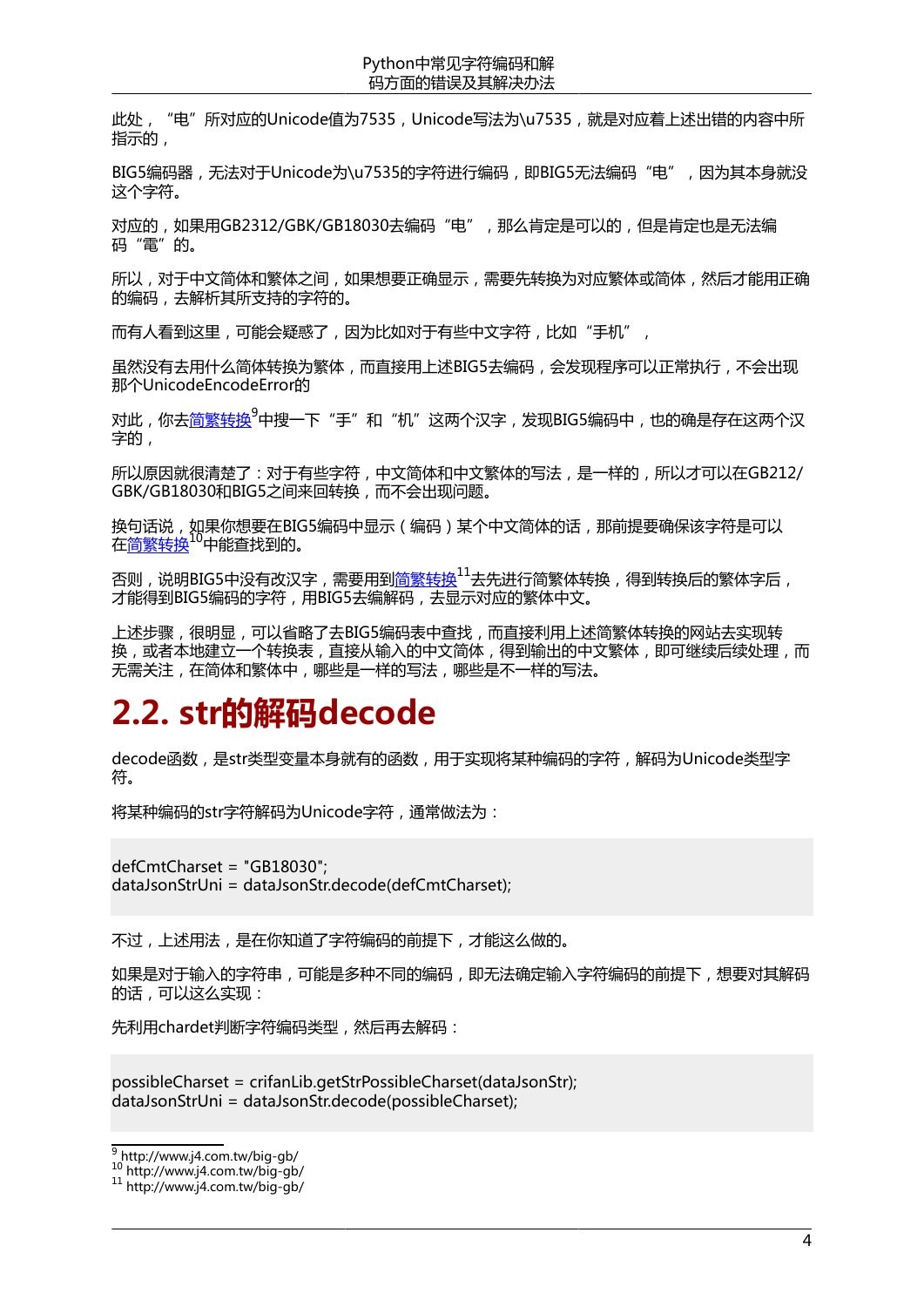此处，“电”所对应的Unicode值为7535，Unicode写法为\u7535，就是对应着上述出错的内容中所指示的，

BIG5编码器，无法对于Unicode为\u7535的字符进行编码，即BIG5无法编码“电”，因为其本身就没这个字符。

对应的，如果用GB2312/GBK/GB18030去编码“电”，那么肯定是可以的，但是肯定也是无法编码“電”的。

所以，对于中文简体和繁体之间，如果想要正确显示，需要先转换为对应繁体或简体，然后才能用正确的编码，去解析其所支持的字符的。

而有人看到这里，可能会疑惑了，因为比如对于有些中文字符，比如“手机”，

虽然没有去用什么简体转换为繁体，而直接用上述BIG5去编码，会发现程序可以正常执行，不会出现那个UnicodeEncodeError的

对此，你去简繁转换[9]中搜一下“手”和“机”这两个汉字，发现BIG5编码中，也的确是存在这两个汉字的，

所以原因就很清楚了：对于有些字符，中文简体和中文繁体的写法，是一样的，所以才可以在GB212/GBK/GB18030和BIG5之间来回转换，而不会出现问题。

换句话说，如果你想要在BIG5编码中显示（编码）某个中文简体的话，那前提要确保该字符是可以在简繁转换[10]中能查找到的。

否则，说明BIG5中没有改汉字，需要用到简繁转换[11]去先进行简繁体转换，得到转换后的繁体字后，才能得到BIG5编码的字符，用BIG5去编解码，去显示对应的繁体中文。

上述步骤，很明显，可以省略了去BIG5编码表中查找，而直接利用上述简繁体转换的网站去实现转换，或者本地建立一个转换表，直接从输入的中文简体，得到输出的中文繁体，即可继续后续处理，而无需关注，在简体和繁体中，哪些是一样的写法，哪些是不一样的写法。

## 2.2. str的解码decode

decode函数，是str类型变量本身就有的函数，用于实现将某种编码的字符，解码为Unicode类型字符。

将某种编码的str字符解码为Unicode字符，通常做法为：

```
defCmtCharset = "GB18030";
dataJsonStrUni = dataJsonStr.decode(defCmtCharset);
```

不过，上述用法，是在你知道了字符编码的前提下，才能这么做的。

如果是对于输入的字符串，可能是多种不同的编码，即无法确定输入字符编码的前提下，想要对其解码的话，可以这么实现：

先利用chardet判断字符编码类型，然后再去解码：

```
possibleCharset = crifanLib.getStrPossibleCharset(dataJsonStr);
dataJsonStrUni = dataJsonStr.decode(possibleCharset);
```

[9] http://www.j4.com.tw/big-gb/
[10] http://www.j4.com.tw/big-gb/
[11] http://www.j4.com.tw/big-gb/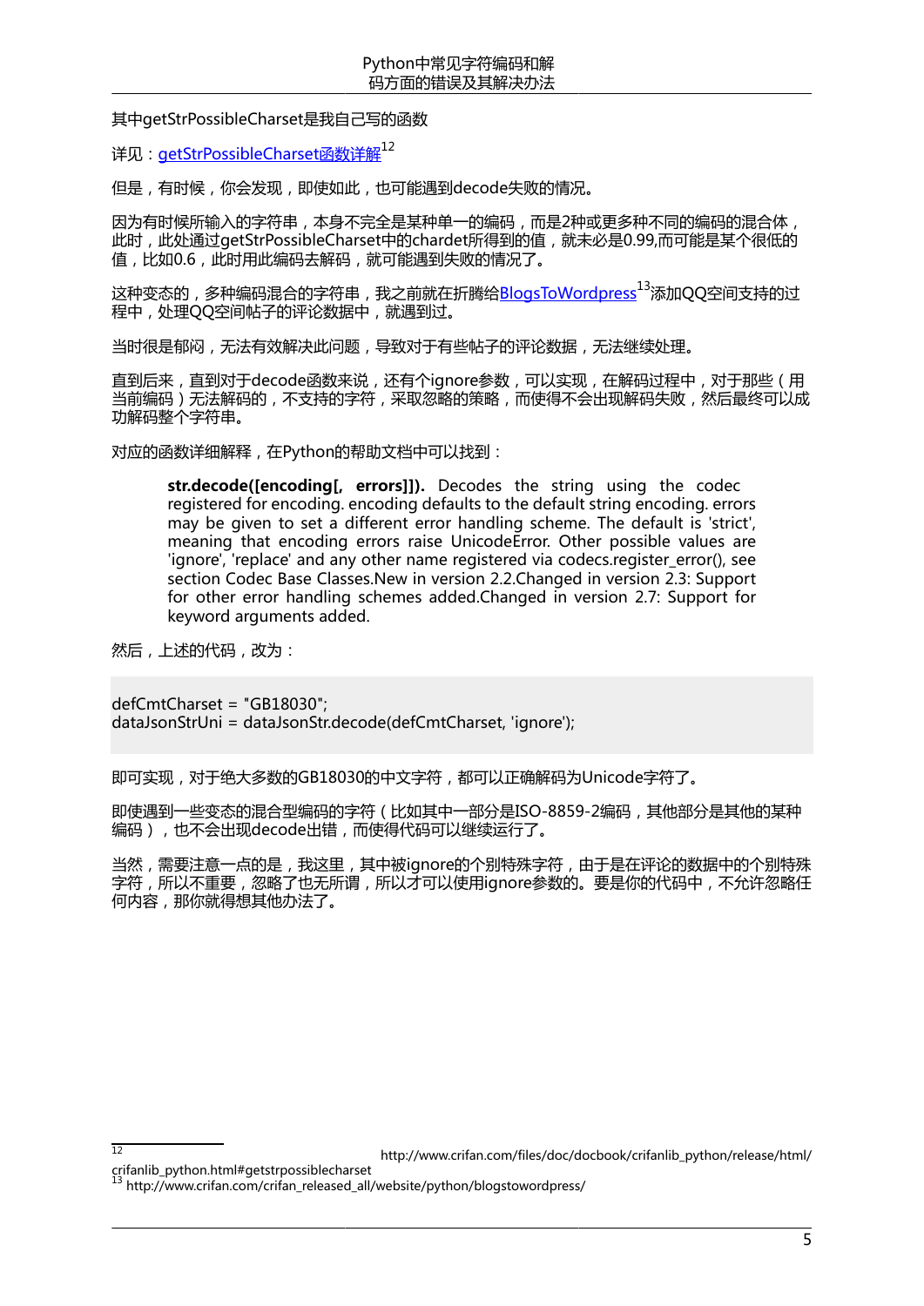其中getStrPossibleCharset是我自己写的函数

详见：getStrPossibleCharset函数详解[12]

但是，有时候，你会发现，即使如此，也可能遇到decode失败的情况。

因为有时候所输入的字符串，本身不完全是某种单一的编码，而是2种或更多种不同的编码的混合体，此时，此处通过getStrPossibleCharset中的chardet所得到的值，就未必是0.99,而可能是某个很低的值，比如0.6，此时用此编码去解码，就可能遇到失败的情况了。

这种变态的，多种编码混合的字符串，我之前就在折腾给BlogsToWordpress[13]添加QQ空间支持的过程中，处理QQ空间帖子的评论数据中，就遇到过。

当时很是郁闷，无法有效解决此问题，导致对于有些帖子的评论数据，无法继续处理。

直到后来，直到对于decode函数来说，还有个ignore参数，可以实现，在解码过程中，对于那些（用当前编码）无法解码的，不支持的字符，采取忽略的策略，而使得不会出现解码失败，然后最终可以成功解码整个字符串。

对应的函数详细解释，在Python的帮助文档中可以找到：

> **str.decode([encoding[, errors]]).** Decodes the string using the codec registered for encoding. encoding defaults to the default string encoding. errors may be given to set a different error handling scheme. The default is 'strict', meaning that encoding errors raise UnicodeError. Other possible values are 'ignore', 'replace' and any other name registered via codecs.register_error(), see section Codec Base Classes.New in version 2.2.Changed in version 2.3: Support for other error handling schemes added.Changed in version 2.7: Support for keyword arguments added.

然后，上述的代码，改为：

```
defCmtCharset = "GB18030";
dataJsonStrUni = dataJsonStr.decode(defCmtCharset, 'ignore');
```

即可实现，对于绝大多数的GB18030的中文字符，都可以正确解码为Unicode字符了。

即使遇到一些变态的混合型编码的字符（比如其中一部分是ISO-8859-2编码，其他部分是其他的某种编码），也不会出现decode出错，而使得代码可以继续运行了。

当然，需要注意一点的是，我这里，其中被ignore的个别特殊字符，由于是在评论的数据中的个别特殊字符，所以不重要，忽略了也无所谓，所以才可以使用ignore参数的。要是你的代码中，不允许忽略任何内容，那你就得想其他办法了。

---

[12] http://www.crifan.com/files/doc/docbook/crifanlib_python/release/html/crifanlib_python.html#getstrpossiblecharset

[13] http://www.crifan.com/crifan_released_all/website/python/blogstowordpress/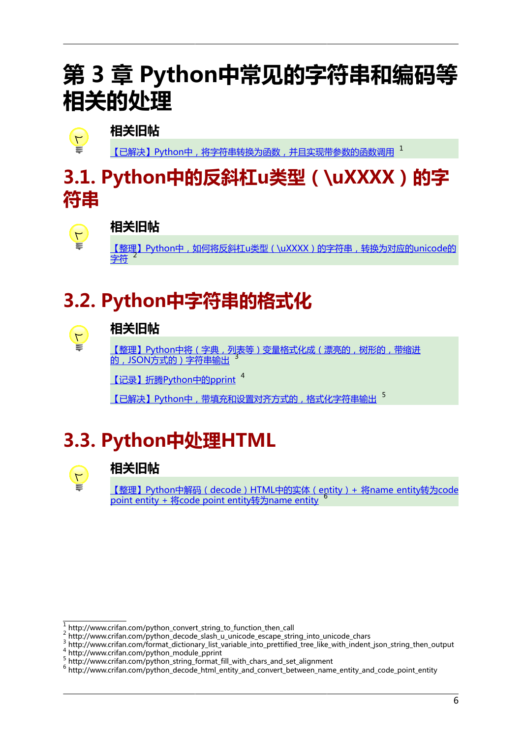# 第 3 章 Python中常见的字符串和编码等相关的处理

**相关旧帖**

【已解决】Python中，将字符串转换为函数，并且实现带参数的函数调用 [1]

## 3.1. Python中的反斜杠u类型（\uXXXX）的字符串

**相关旧帖**

【整理】Python中，如何将反斜杠u类型（\uXXXX）的字符串，转换为对应的unicode的字符 [2]

## 3.2. Python中字符串的格式化

**相关旧帖**

【整理】Python中将（字典，列表等）变量格式化成（漂亮的，树形的，带缩进的，JSON方式的）字符串输出 [3]

【记录】折腾Python中的pprint [4]

【已解决】Python中，带填充和设置对齐方式的，格式化字符串输出 [5]

## 3.3. Python中处理HTML

**相关旧帖**

【整理】Python中解码（decode）HTML中的实体（entity）+ 将name entity转为code point entity + 将code point entity转为name entity [6]

---

[1] http://www.crifan.com/python_convert_string_to_function_then_call
[2] http://www.crifan.com/python_decode_slash_u_unicode_escape_string_into_unicode_chars
[3] http://www.crifan.com/format_dictionary_list_variable_into_prettified_tree_like_with_indent_json_string_then_output
[4] http://www.crifan.com/python_module_pprint
[5] http://www.crifan.com/python_string_format_fill_with_chars_and_set_alignment
[6] http://www.crifan.com/python_decode_html_entity_and_convert_between_name_entity_and_code_point_entity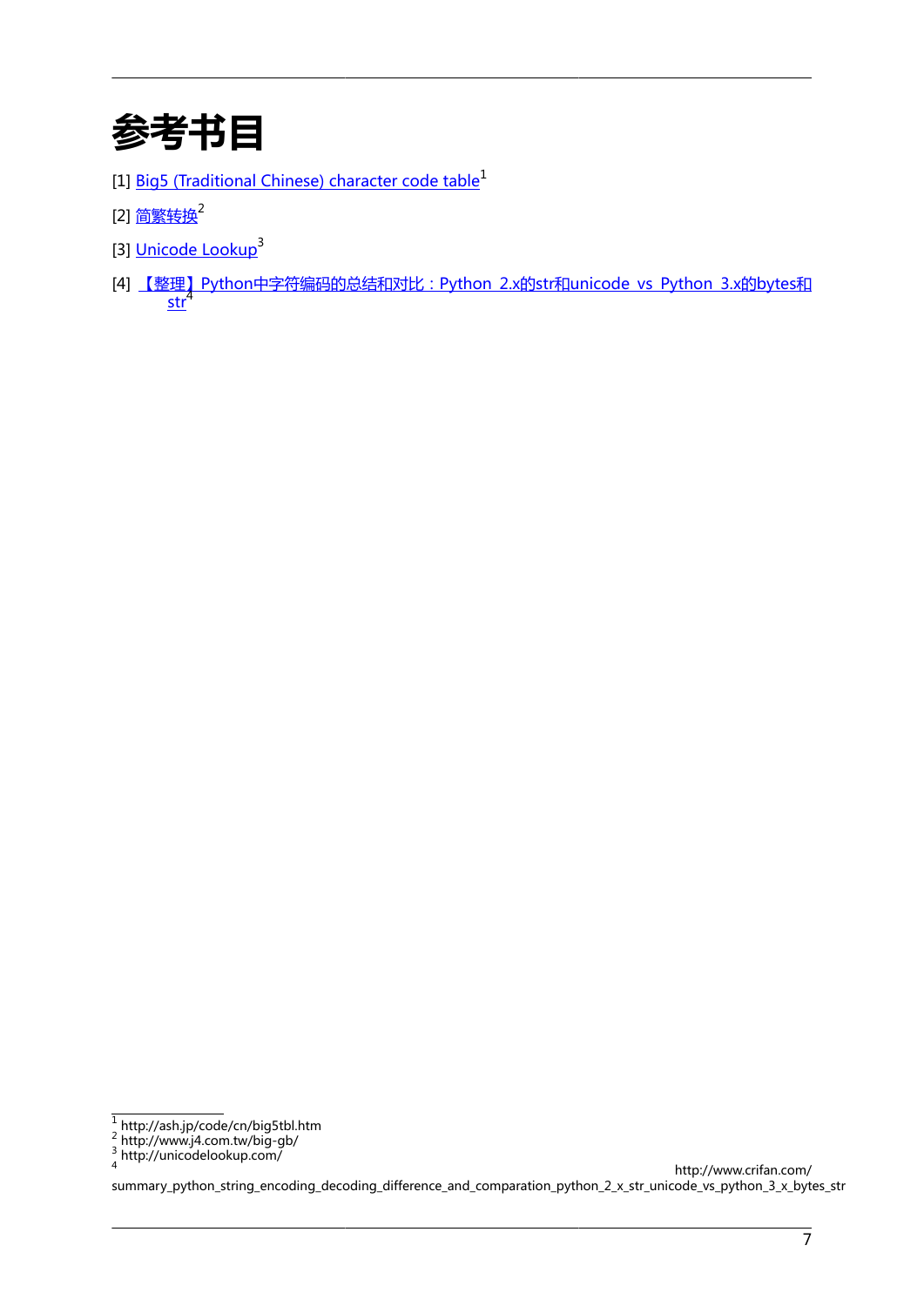# 参考书目

[1] Big5 (Traditional Chinese) character code table[1]

[2] 简繁转换[2]

[3] Unicode Lookup[3]

[4] 【整理】Python中字符编码的总结和对比：Python 2.x的str和unicode vs Python 3.x的bytes和str[4]

---

1 http://ash.jp/code/cn/big5tbl.htm

2 http://www.j4.com.tw/big-gb/

3 http://unicodelookup.com/

4 http://www.crifan.com/summary_python_string_encoding_decoding_difference_and_comparation_python_2_x_str_unicode_vs_python_3_x_bytes_str